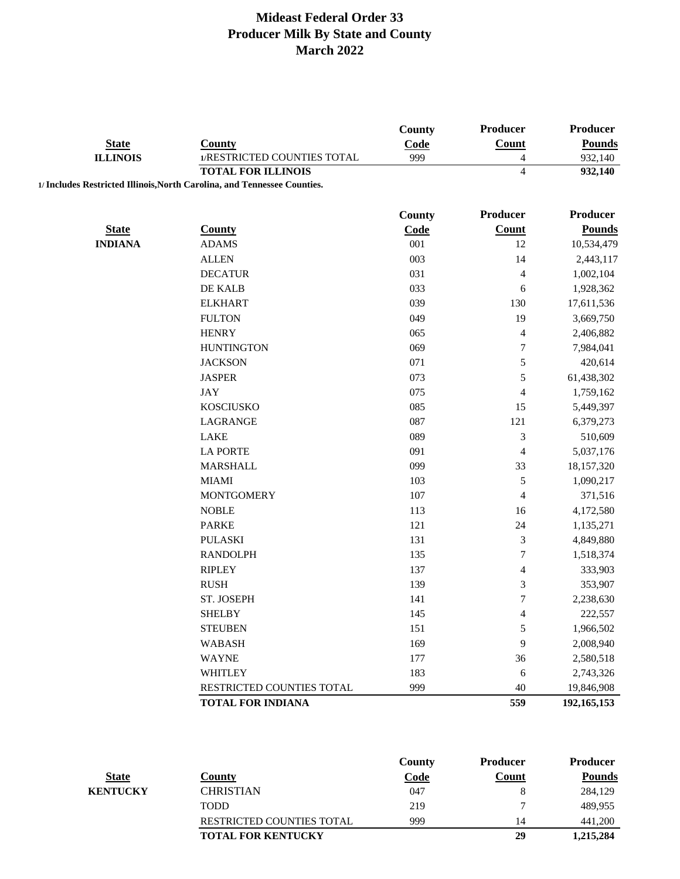# Mideast Federal Order 33
## Producer Milk By State and County
## March 2022

| State | County | County Code | Producer Count | Producer Pounds |
|---|---|---|---|---|
| ILLINOIS | 1/RESTRICTED COUNTIES TOTAL | 999 | 4 | 932,140 |
| | **TOTAL FOR ILLINOIS** | | **4** | **932,140** |

1/ Includes Restricted Illinois,North Carolina, and Tennessee Counties.

| State | County | County Code | Producer Count | Producer Pounds |
|---|---|---|---|---|
| INDIANA | ADAMS | 001 | 12 | 10,534,479 |
| | ALLEN | 003 | 14 | 2,443,117 |
| | DECATUR | 031 | 4 | 1,002,104 |
| | DE KALB | 033 | 6 | 1,928,362 |
| | ELKHART | 039 | 130 | 17,611,536 |
| | FULTON | 049 | 19 | 3,669,750 |
| | HENRY | 065 | 4 | 2,406,882 |
| | HUNTINGTON | 069 | 7 | 7,984,041 |
| | JACKSON | 071 | 5 | 420,614 |
| | JASPER | 073 | 5 | 61,438,302 |
| | JAY | 075 | 4 | 1,759,162 |
| | KOSCIUSKO | 085 | 15 | 5,449,397 |
| | LAGRANGE | 087 | 121 | 6,379,273 |
| | LAKE | 089 | 3 | 510,609 |
| | LA PORTE | 091 | 4 | 5,037,176 |
| | MARSHALL | 099 | 33 | 18,157,320 |
| | MIAMI | 103 | 5 | 1,090,217 |
| | MONTGOMERY | 107 | 4 | 371,516 |
| | NOBLE | 113 | 16 | 4,172,580 |
| | PARKE | 121 | 24 | 1,135,271 |
| | PULASKI | 131 | 3 | 4,849,880 |
| | RANDOLPH | 135 | 7 | 1,518,374 |
| | RIPLEY | 137 | 4 | 333,903 |
| | RUSH | 139 | 3 | 353,907 |
| | ST. JOSEPH | 141 | 7 | 2,238,630 |
| | SHELBY | 145 | 4 | 222,557 |
| | STEUBEN | 151 | 5 | 1,966,502 |
| | WABASH | 169 | 9 | 2,008,940 |
| | WAYNE | 177 | 36 | 2,580,518 |
| | WHITLEY | 183 | 6 | 2,743,326 |
| | RESTRICTED COUNTIES TOTAL | 999 | 40 | 19,846,908 |
| | **TOTAL FOR INDIANA** | | **559** | **192,165,153** |

| State | County | County Code | Producer Count | Producer Pounds |
|---|---|---|---|---|
| KENTUCKY | CHRISTIAN | 047 | 8 | 284,129 |
| | TODD | 219 | 7 | 489,955 |
| | RESTRICTED COUNTIES TOTAL | 999 | 14 | 441,200 |
| | **TOTAL FOR KENTUCKY** | | **29** | **1,215,284** |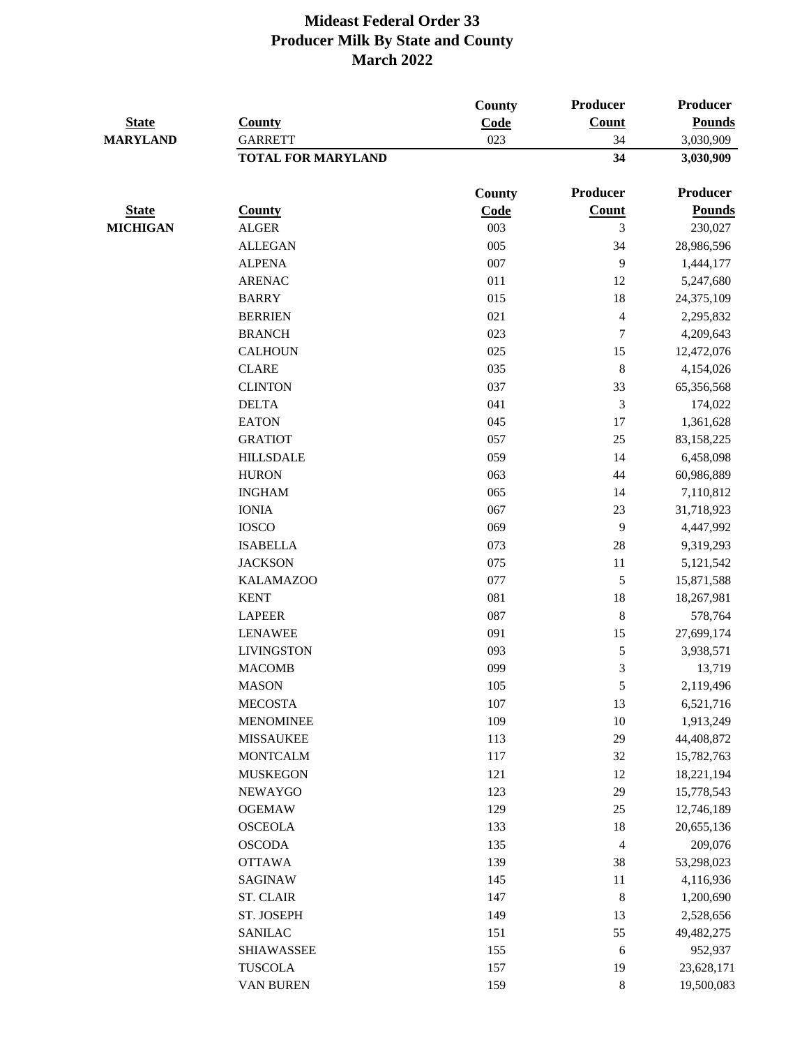# Mideast Federal Order 33
## Producer Milk By State and County
## March 2022

| State | County | County Code | Producer Count | Producer Pounds |
|---|---|---|---|---|
| **MARYLAND** | GARRETT | 023 | 34 | 3,030,909 |
| | **TOTAL FOR MARYLAND** | | **34** | **3,030,909** |

| State | County | County Code | Producer Count | Producer Pounds |
|---|---|---|---|---|
| **MICHIGAN** | ALGER | 003 | 3 | 230,027 |
| | ALLEGAN | 005 | 34 | 28,986,596 |
| | ALPENA | 007 | 9 | 1,444,177 |
| | ARENAC | 011 | 12 | 5,247,680 |
| | BARRY | 015 | 18 | 24,375,109 |
| | BERRIEN | 021 | 4 | 2,295,832 |
| | BRANCH | 023 | 7 | 4,209,643 |
| | CALHOUN | 025 | 15 | 12,472,076 |
| | CLARE | 035 | 8 | 4,154,026 |
| | CLINTON | 037 | 33 | 65,356,568 |
| | DELTA | 041 | 3 | 174,022 |
| | EATON | 045 | 17 | 1,361,628 |
| | GRATIOT | 057 | 25 | 83,158,225 |
| | HILLSDALE | 059 | 14 | 6,458,098 |
| | HURON | 063 | 44 | 60,986,889 |
| | INGHAM | 065 | 14 | 7,110,812 |
| | IONIA | 067 | 23 | 31,718,923 |
| | IOSCO | 069 | 9 | 4,447,992 |
| | ISABELLA | 073 | 28 | 9,319,293 |
| | JACKSON | 075 | 11 | 5,121,542 |
| | KALAMAZOO | 077 | 5 | 15,871,588 |
| | KENT | 081 | 18 | 18,267,981 |
| | LAPEER | 087 | 8 | 578,764 |
| | LENAWEE | 091 | 15 | 27,699,174 |
| | LIVINGSTON | 093 | 5 | 3,938,571 |
| | MACOMB | 099 | 3 | 13,719 |
| | MASON | 105 | 5 | 2,119,496 |
| | MECOSTA | 107 | 13 | 6,521,716 |
| | MENOMINEE | 109 | 10 | 1,913,249 |
| | MISSAUKEE | 113 | 29 | 44,408,872 |
| | MONTCALM | 117 | 32 | 15,782,763 |
| | MUSKEGON | 121 | 12 | 18,221,194 |
| | NEWAYGO | 123 | 29 | 15,778,543 |
| | OGEMAW | 129 | 25 | 12,746,189 |
| | OSCEOLA | 133 | 18 | 20,655,136 |
| | OSCODA | 135 | 4 | 209,076 |
| | OTTAWA | 139 | 38 | 53,298,023 |
| | SAGINAW | 145 | 11 | 4,116,936 |
| | ST. CLAIR | 147 | 8 | 1,200,690 |
| | ST. JOSEPH | 149 | 13 | 2,528,656 |
| | SANILAC | 151 | 55 | 49,482,275 |
| | SHIAWASSEE | 155 | 6 | 952,937 |
| | TUSCOLA | 157 | 19 | 23,628,171 |
| | VAN BUREN | 159 | 8 | 19,500,083 |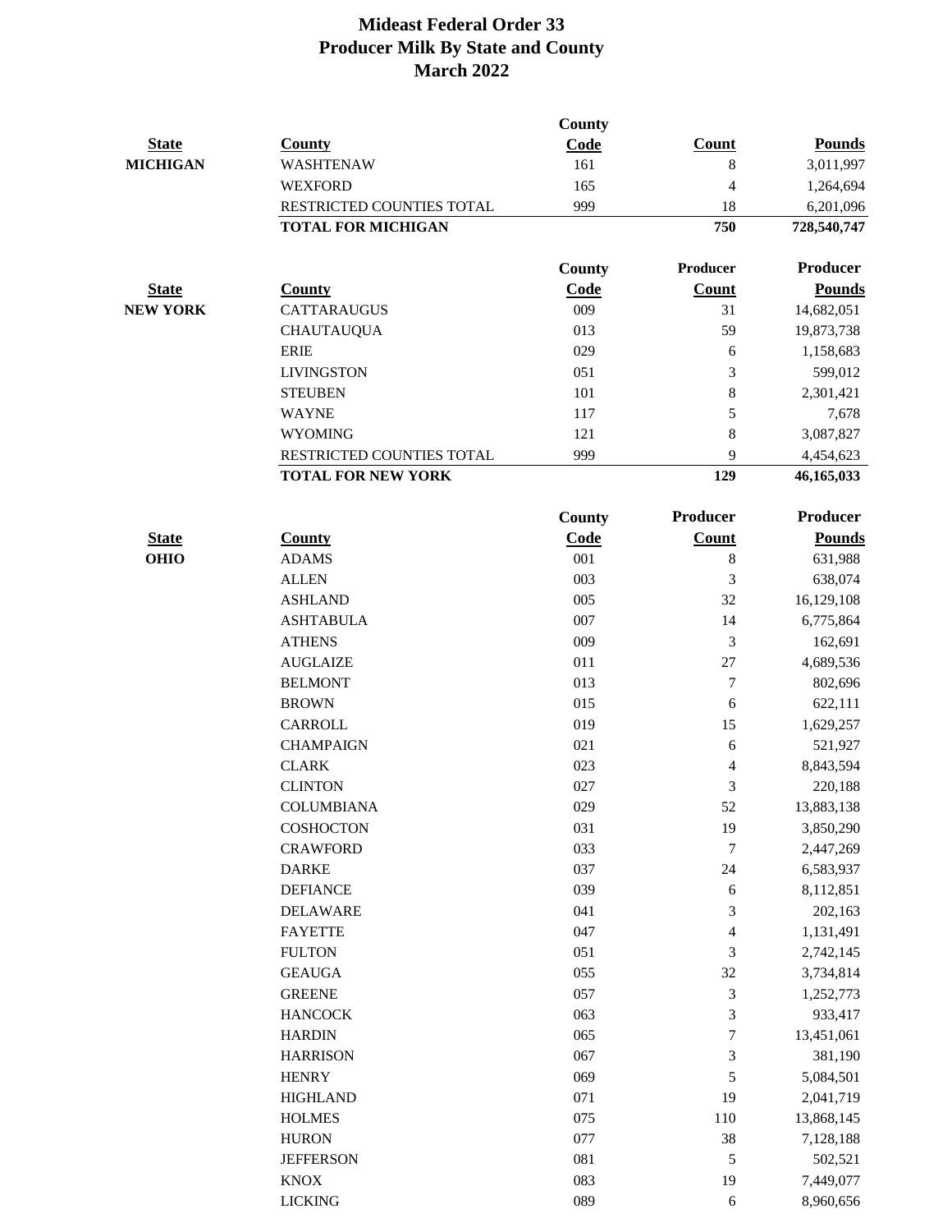# Mideast Federal Order 33
## Producer Milk By State and County
### March 2022

| State | County | County Code | Count | Pounds |
|---|---|---|---|---|
| MICHIGAN | WASHTENAW | 161 | 8 | 3,011,997 |
| | WEXFORD | 165 | 4 | 1,264,694 |
| | RESTRICTED COUNTIES TOTAL | 999 | 18 | 6,201,096 |
| | **TOTAL FOR MICHIGAN** | | **750** | **728,540,747** |

| State | County | County Code | Producer Count | Producer Pounds |
|---|---|---|---|---|
| NEW YORK | CATTARAUGUS | 009 | 31 | 14,682,051 |
| | CHAUTAUQUA | 013 | 59 | 19,873,738 |
| | ERIE | 029 | 6 | 1,158,683 |
| | LIVINGSTON | 051 | 3 | 599,012 |
| | STEUBEN | 101 | 8 | 2,301,421 |
| | WAYNE | 117 | 5 | 7,678 |
| | WYOMING | 121 | 8 | 3,087,827 |
| | RESTRICTED COUNTIES TOTAL | 999 | 9 | 4,454,623 |
| | **TOTAL FOR NEW YORK** | | **129** | **46,165,033** |

| State | County | County Code | Producer Count | Producer Pounds |
|---|---|---|---|---|
| OHIO | ADAMS | 001 | 8 | 631,988 |
| | ALLEN | 003 | 3 | 638,074 |
| | ASHLAND | 005 | 32 | 16,129,108 |
| | ASHTABULA | 007 | 14 | 6,775,864 |
| | ATHENS | 009 | 3 | 162,691 |
| | AUGLAIZE | 011 | 27 | 4,689,536 |
| | BELMONT | 013 | 7 | 802,696 |
| | BROWN | 015 | 6 | 622,111 |
| | CARROLL | 019 | 15 | 1,629,257 |
| | CHAMPAIGN | 021 | 6 | 521,927 |
| | CLARK | 023 | 4 | 8,843,594 |
| | CLINTON | 027 | 3 | 220,188 |
| | COLUMBIANA | 029 | 52 | 13,883,138 |
| | COSHOCTON | 031 | 19 | 3,850,290 |
| | CRAWFORD | 033 | 7 | 2,447,269 |
| | DARKE | 037 | 24 | 6,583,937 |
| | DEFIANCE | 039 | 6 | 8,112,851 |
| | DELAWARE | 041 | 3 | 202,163 |
| | FAYETTE | 047 | 4 | 1,131,491 |
| | FULTON | 051 | 3 | 2,742,145 |
| | GEAUGA | 055 | 32 | 3,734,814 |
| | GREENE | 057 | 3 | 1,252,773 |
| | HANCOCK | 063 | 3 | 933,417 |
| | HARDIN | 065 | 7 | 13,451,061 |
| | HARRISON | 067 | 3 | 381,190 |
| | HENRY | 069 | 5 | 5,084,501 |
| | HIGHLAND | 071 | 19 | 2,041,719 |
| | HOLMES | 075 | 110 | 13,868,145 |
| | HURON | 077 | 38 | 7,128,188 |
| | JEFFERSON | 081 | 5 | 502,521 |
| | KNOX | 083 | 19 | 7,449,077 |
| | LICKING | 089 | 6 | 8,960,656 |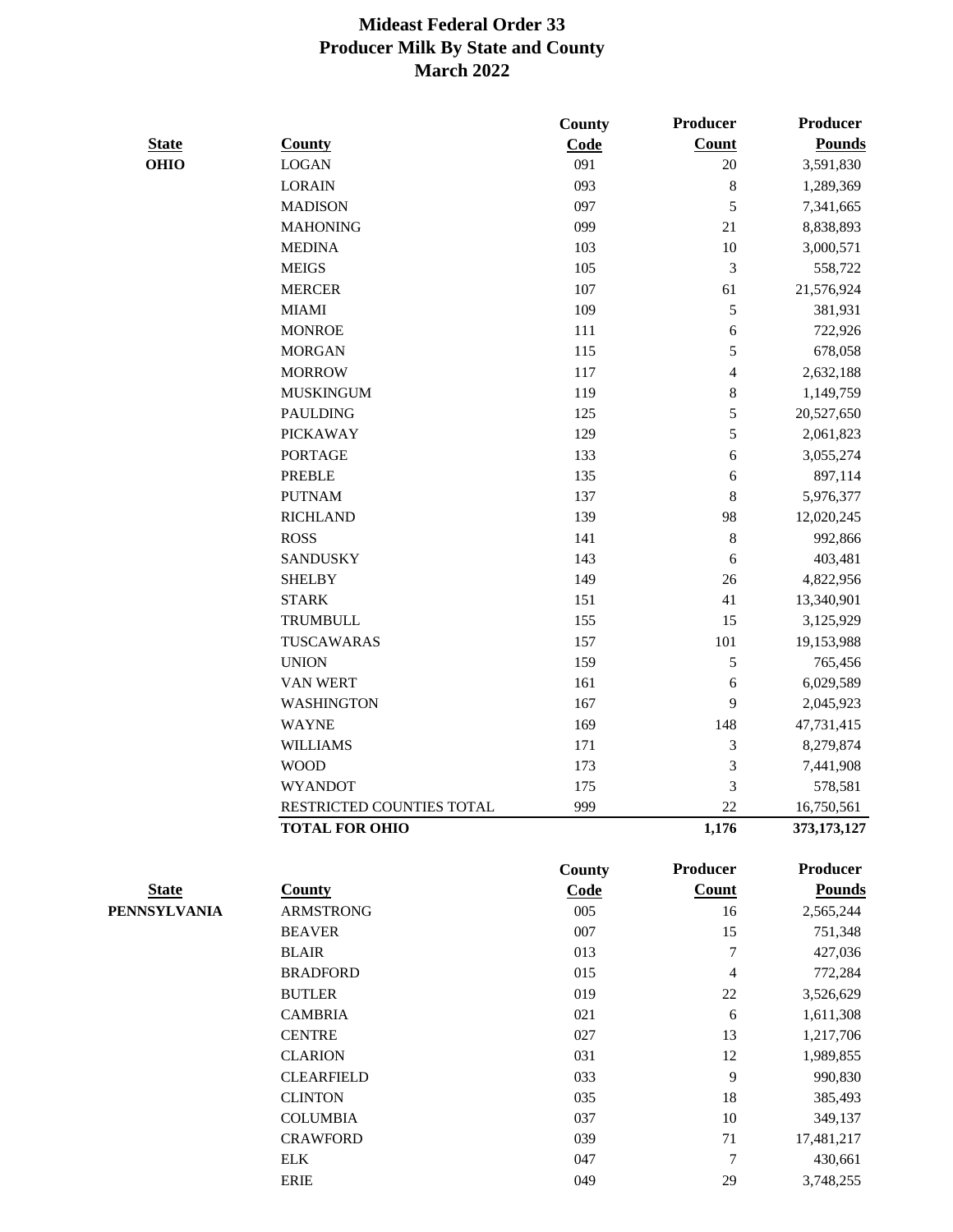# Mideast Federal Order 33
# Producer Milk By State and County
# March 2022

| State | County | County Code | Producer Count | Producer Pounds |
|---|---|---|---|---|
| **OHIO** | LOGAN | 091 | 20 | 3,591,830 |
| | LORAIN | 093 | 8 | 1,289,369 |
| | MADISON | 097 | 5 | 7,341,665 |
| | MAHONING | 099 | 21 | 8,838,893 |
| | MEDINA | 103 | 10 | 3,000,571 |
| | MEIGS | 105 | 3 | 558,722 |
| | MERCER | 107 | 61 | 21,576,924 |
| | MIAMI | 109 | 5 | 381,931 |
| | MONROE | 111 | 6 | 722,926 |
| | MORGAN | 115 | 5 | 678,058 |
| | MORROW | 117 | 4 | 2,632,188 |
| | MUSKINGUM | 119 | 8 | 1,149,759 |
| | PAULDING | 125 | 5 | 20,527,650 |
| | PICKAWAY | 129 | 5 | 2,061,823 |
| | PORTAGE | 133 | 6 | 3,055,274 |
| | PREBLE | 135 | 6 | 897,114 |
| | PUTNAM | 137 | 8 | 5,976,377 |
| | RICHLAND | 139 | 98 | 12,020,245 |
| | ROSS | 141 | 8 | 992,866 |
| | SANDUSKY | 143 | 6 | 403,481 |
| | SHELBY | 149 | 26 | 4,822,956 |
| | STARK | 151 | 41 | 13,340,901 |
| | TRUMBULL | 155 | 15 | 3,125,929 |
| | TUSCAWARAS | 157 | 101 | 19,153,988 |
| | UNION | 159 | 5 | 765,456 |
| | VAN WERT | 161 | 6 | 6,029,589 |
| | WASHINGTON | 167 | 9 | 2,045,923 |
| | WAYNE | 169 | 148 | 47,731,415 |
| | WILLIAMS | 171 | 3 | 8,279,874 |
| | WOOD | 173 | 3 | 7,441,908 |
| | WYANDOT | 175 | 3 | 578,581 |
| | RESTRICTED COUNTIES TOTAL | 999 | 22 | 16,750,561 |
| | **TOTAL FOR OHIO** | | **1,176** | **373,173,127** |

| State | County | County Code | Producer Count | Producer Pounds |
|---|---|---|---|---|
| **PENNSYLVANIA** | ARMSTRONG | 005 | 16 | 2,565,244 |
| | BEAVER | 007 | 15 | 751,348 |
| | BLAIR | 013 | 7 | 427,036 |
| | BRADFORD | 015 | 4 | 772,284 |
| | BUTLER | 019 | 22 | 3,526,629 |
| | CAMBRIA | 021 | 6 | 1,611,308 |
| | CENTRE | 027 | 13 | 1,217,706 |
| | CLARION | 031 | 12 | 1,989,855 |
| | CLEARFIELD | 033 | 9 | 990,830 |
| | CLINTON | 035 | 18 | 385,493 |
| | COLUMBIA | 037 | 10 | 349,137 |
| | CRAWFORD | 039 | 71 | 17,481,217 |
| | ELK | 047 | 7 | 430,661 |
| | ERIE | 049 | 29 | 3,748,255 |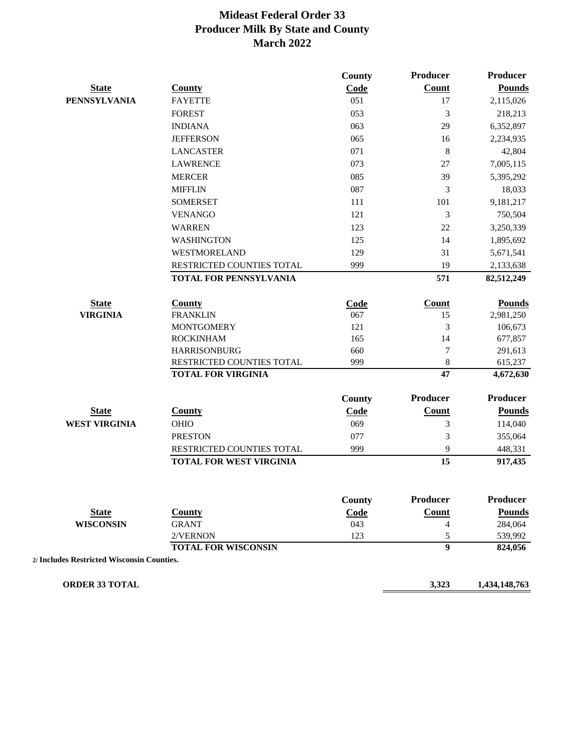# Mideast Federal Order 33
## Producer Milk By State and County
## March 2022

| State | County | County Code | Producer Count | Producer Pounds |
|---|---|---|---|---|
| PENNSYLVANIA | FAYETTE | 051 | 17 | 2,115,026 |
| | FOREST | 053 | 3 | 218,213 |
| | INDIANA | 063 | 29 | 6,352,897 |
| | JEFFERSON | 065 | 16 | 2,234,935 |
| | LANCASTER | 071 | 8 | 42,804 |
| | LAWRENCE | 073 | 27 | 7,005,115 |
| | MERCER | 085 | 39 | 5,395,292 |
| | MIFFLIN | 087 | 3 | 18,033 |
| | SOMERSET | 111 | 101 | 9,181,217 |
| | VENANGO | 121 | 3 | 750,504 |
| | WARREN | 123 | 22 | 3,250,339 |
| | WASHINGTON | 125 | 14 | 1,895,692 |
| | WESTMORELAND | 129 | 31 | 5,671,541 |
| | RESTRICTED COUNTIES TOTAL | 999 | 19 | 2,133,638 |
| | **TOTAL FOR PENNSYLVANIA** | | **571** | **82,512,249** |

| State | County | Code | Count | Pounds |
|---|---|---|---|---|
| VIRGINIA | FRANKLIN | 067 | 15 | 2,981,250 |
| | MONTGOMERY | 121 | 3 | 106,673 |
| | ROCKINHAM | 165 | 14 | 677,857 |
| | HARRISONBURG | 660 | 7 | 291,613 |
| | RESTRICTED COUNTIES TOTAL | 999 | 8 | 615,237 |
| | **TOTAL FOR VIRGINIA** | | **47** | **4,672,630** |

| State | County | County Code | Producer Count | Producer Pounds |
|---|---|---|---|---|
| WEST VIRGINIA | OHIO | 069 | 3 | 114,040 |
| | PRESTON | 077 | 3 | 355,064 |
| | RESTRICTED COUNTIES TOTAL | 999 | 9 | 448,331 |
| | **TOTAL FOR WEST VIRGINIA** | | **15** | **917,435** |

| State | County | County Code | Producer Count | Producer Pounds |
|---|---|---|---|---|
| WISCONSIN | GRANT | 043 | 4 | 284,064 |
| | 2/VERNON | 123 | 5 | 539,992 |
| | **TOTAL FOR WISCONSIN** | | **9** | **824,056** |

**2/ Includes Restricted Wisconsin Counties.**

| | | |
|---|---|---|
| **ORDER 33 TOTAL** | **3,323** | **1,434,148,763** |